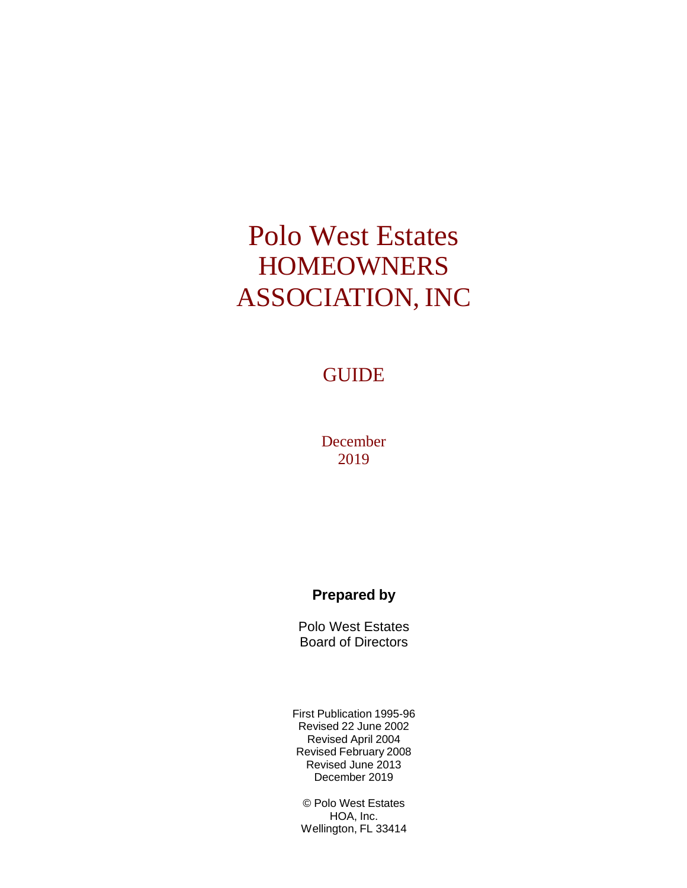# Polo West Estates HOMEOWNERS ASSOCIATION, INC

## GUIDE

December 2019

**Prepared by**

Polo West Estates
Board of Directors

First Publication 1995-96
Revised 22 June 2002
Revised April 2004
Revised February 2008
Revised June 2013
December 2019

© Polo West Estates
HOA, Inc.
Wellington, FL 33414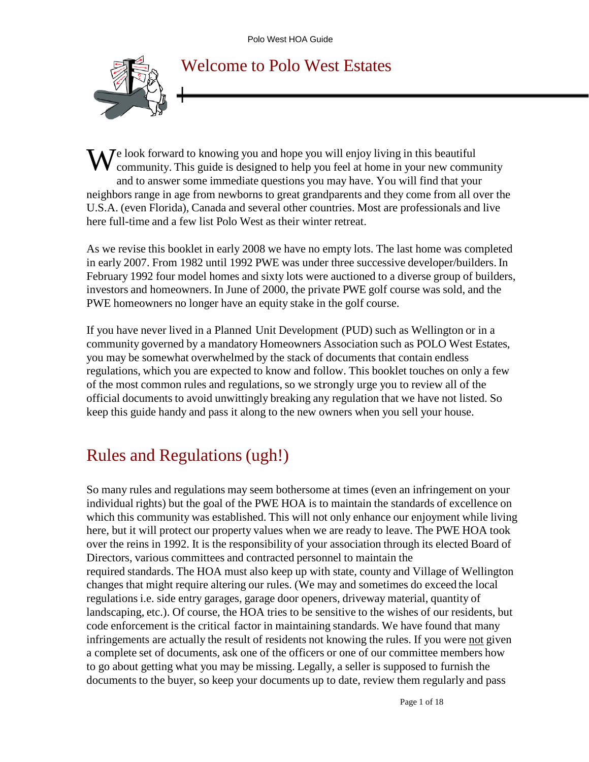# Welcome to Polo West Estates

We look forward to knowing you and hope you will enjoy living in this beautiful community. This guide is designed to help you feel at home in your new community and to answer some immediate questions you may have. You will find that your neighbors range in age from newborns to great grandparents and they come from all over the U.S.A. (even Florida), Canada and several other countries. Most are professionals and live here full-time and a few list Polo West as their winter retreat.

As we revise this booklet in early 2008 we have no empty lots. The last home was completed in early 2007. From 1982 until 1992 PWE was under three successive developer/builders. In February 1992 four model homes and sixty lots were auctioned to a diverse group of builders, investors and homeowners. In June of 2000, the private PWE golf course was sold, and the PWE homeowners no longer have an equity stake in the golf course.

If you have never lived in a Planned Unit Development (PUD) such as Wellington or in a community governed by a mandatory Homeowners Association such as POLO West Estates, you may be somewhat overwhelmed by the stack of documents that contain endless regulations, which you are expected to know and follow. This booklet touches on only a few of the most common rules and regulations, so we strongly urge you to review all of the official documents to avoid unwittingly breaking any regulation that we have not listed. So keep this guide handy and pass it along to the new owners when you sell your house.

## Rules and Regulations (ugh!)

So many rules and regulations may seem bothersome at times (even an infringement on your individual rights) but the goal of the PWE HOA is to maintain the standards of excellence on which this community was established. This will not only enhance our enjoyment while living here, but it will protect our property values when we are ready to leave. The PWE HOA took over the reins in 1992. It is the responsibility of your association through its elected Board of Directors, various committees and contracted personnel to maintain the required standards. The HOA must also keep up with state, county and Village of Wellington changes that might require altering our rules. (We may and sometimes do exceed the local regulations i.e. side entry garages, garage door openers, driveway material, quantity of landscaping, etc.). Of course, the HOA tries to be sensitive to the wishes of our residents, but code enforcement is the critical factor in maintaining standards. We have found that many infringements are actually the result of residents not knowing the rules. If you were not given a complete set of documents, ask one of the officers or one of our committee members how to go about getting what you may be missing. Legally, a seller is supposed to furnish the documents to the buyer, so keep your documents up to date, review them regularly and pass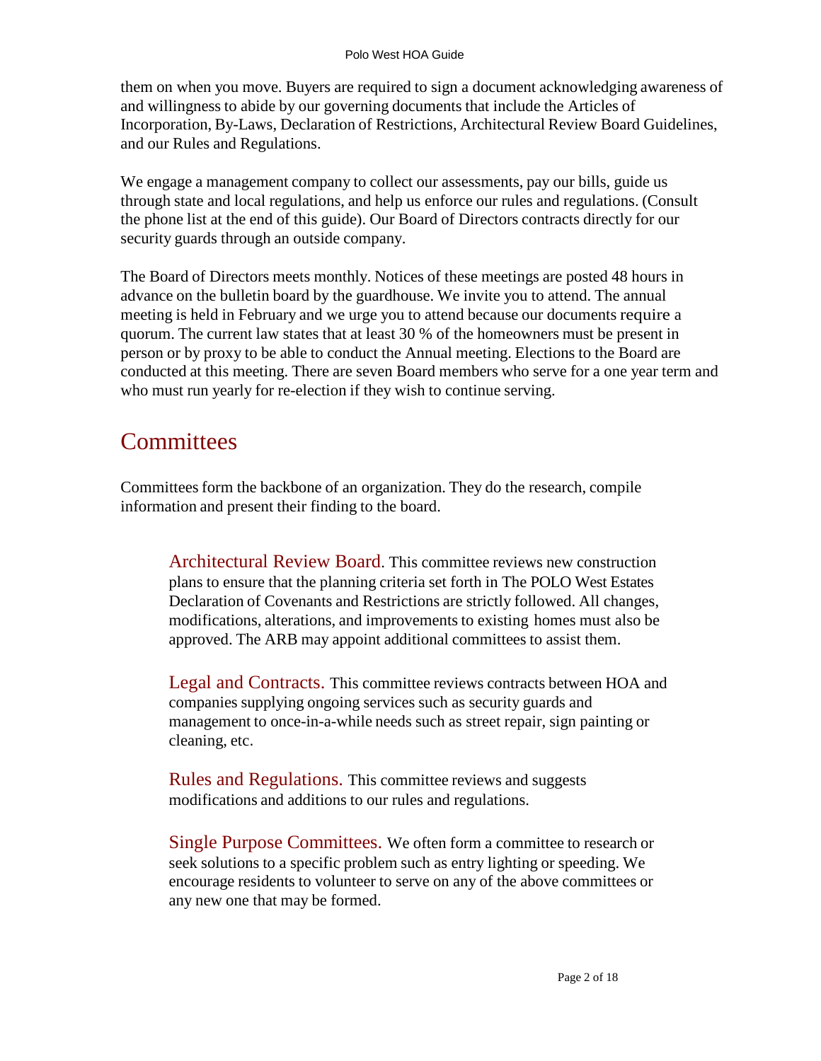them on when you move. Buyers are required to sign a document acknowledging awareness of and willingness to abide by our governing documents that include the Articles of Incorporation, By-Laws, Declaration of Restrictions, Architectural Review Board Guidelines, and our Rules and Regulations.

We engage a management company to collect our assessments, pay our bills, guide us through state and local regulations, and help us enforce our rules and regulations. (Consult the phone list at the end of this guide). Our Board of Directors contracts directly for our security guards through an outside company.

The Board of Directors meets monthly. Notices of these meetings are posted 48 hours in advance on the bulletin board by the guardhouse. We invite you to attend. The annual meeting is held in February and we urge you to attend because our documents require a quorum. The current law states that at least 30 % of the homeowners must be present in person or by proxy to be able to conduct the Annual meeting. Elections to the Board are conducted at this meeting. There are seven Board members who serve for a one year term and who must run yearly for re-election if they wish to continue serving.

# Committees

Committees form the backbone of an organization. They do the research, compile information and present their finding to the board.

**Architectural Review Board**. This committee reviews new construction plans to ensure that the planning criteria set forth in The POLO West Estates Declaration of Covenants and Restrictions are strictly followed. All changes, modifications, alterations, and improvements to existing homes must also be approved. The ARB may appoint additional committees to assist them.

**Legal and Contracts.** This committee reviews contracts between HOA and companies supplying ongoing services such as security guards and management to once-in-a-while needs such as street repair, sign painting or cleaning, etc.

**Rules and Regulations.** This committee reviews and suggests modifications and additions to our rules and regulations.

**Single Purpose Committees.** We often form a committee to research or seek solutions to a specific problem such as entry lighting or speeding. We encourage residents to volunteer to serve on any of the above committees or any new one that may be formed.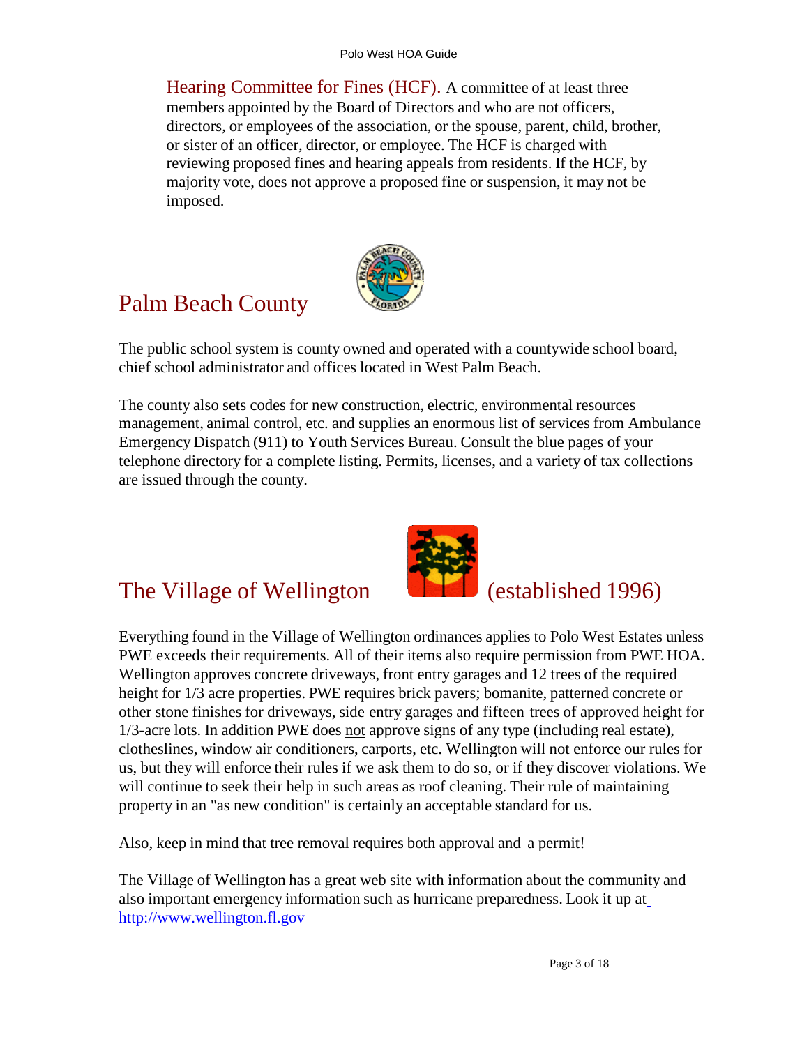**Hearing Committee for Fines (HCF).** A committee of at least three members appointed by the Board of Directors and who are not officers, directors, or employees of the association, or the spouse, parent, child, brother, or sister of an officer, director, or employee. The HCF is charged with reviewing proposed fines and hearing appeals from residents. If the HCF, by majority vote, does not approve a proposed fine or suspension, it may not be imposed.

## Palm Beach County

The public school system is county owned and operated with a countywide school board, chief school administrator and offices located in West Palm Beach.

The county also sets codes for new construction, electric, environmental resources management, animal control, etc. and supplies an enormous list of services from Ambulance Emergency Dispatch (911) to Youth Services Bureau. Consult the blue pages of your telephone directory for a complete listing. Permits, licenses, and a variety of tax collections are issued through the county.

## The Village of Wellington (established 1996)

Everything found in the Village of Wellington ordinances applies to Polo West Estates unless PWE exceeds their requirements. All of their items also require permission from PWE HOA. Wellington approves concrete driveways, front entry garages and 12 trees of the required height for 1/3 acre properties. PWE requires brick pavers; bomanite, patterned concrete or other stone finishes for driveways, side entry garages and fifteen trees of approved height for 1/3-acre lots. In addition PWE does <u>not</u> approve signs of any type (including real estate), clotheslines, window air conditioners, carports, etc. Wellington will not enforce our rules for us, but they will enforce their rules if we ask them to do so, or if they discover violations. We will continue to seek their help in such areas as roof cleaning. Their rule of maintaining property in an "as new condition" is certainly an acceptable standard for us.

Also, keep in mind that tree removal requires both approval and a permit!

The Village of Wellington has a great web site with information about the community and also important emergency information such as hurricane preparedness. Look it up at http://www.wellington.fl.gov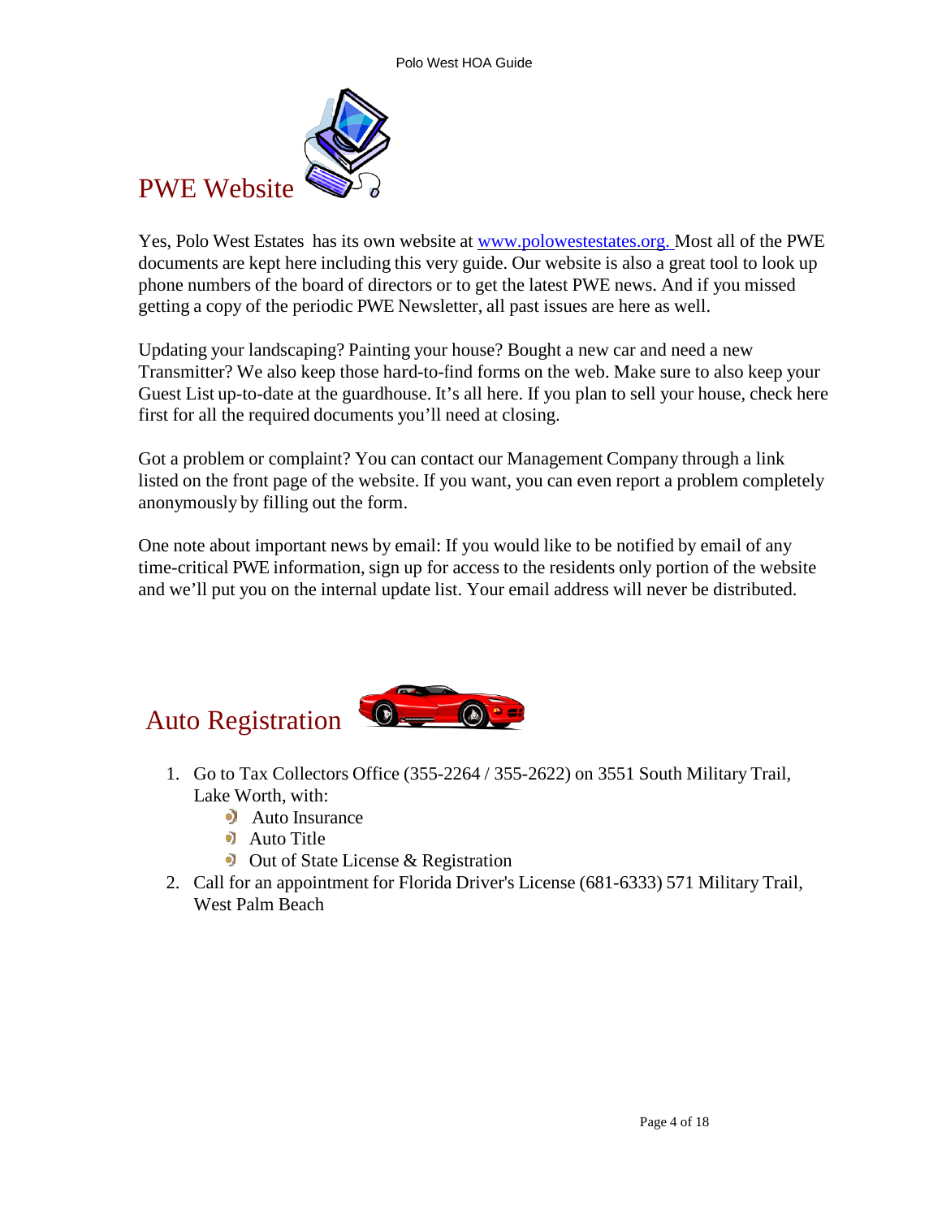## PWE Website

Yes, Polo West Estates has its own website at [www.polowestestates.org.](http://www.polowestestates.org) Most all of the PWE documents are kept here including this very guide. Our website is also a great tool to look up phone numbers of the board of directors or to get the latest PWE news. And if you missed getting a copy of the periodic PWE Newsletter, all past issues are here as well.

Updating your landscaping? Painting your house? Bought a new car and need a new Transmitter? We also keep those hard-to-find forms on the web. Make sure to also keep your Guest List up-to-date at the guardhouse. It's all here. If you plan to sell your house, check here first for all the required documents you'll need at closing.

Got a problem or complaint? You can contact our Management Company through a link listed on the front page of the website. If you want, you can even report a problem completely anonymously by filling out the form.

One note about important news by email: If you would like to be notified by email of any time-critical PWE information, sign up for access to the residents only portion of the website and we'll put you on the internal update list. Your email address will never be distributed.

## Auto Registration

1. Go to Tax Collectors Office (355-2264 / 355-2622) on 3551 South Military Trail, Lake Worth, with:
   - Auto Insurance
   - Auto Title
   - Out of State License & Registration
2. Call for an appointment for Florida Driver's License (681-6333) 571 Military Trail, West Palm Beach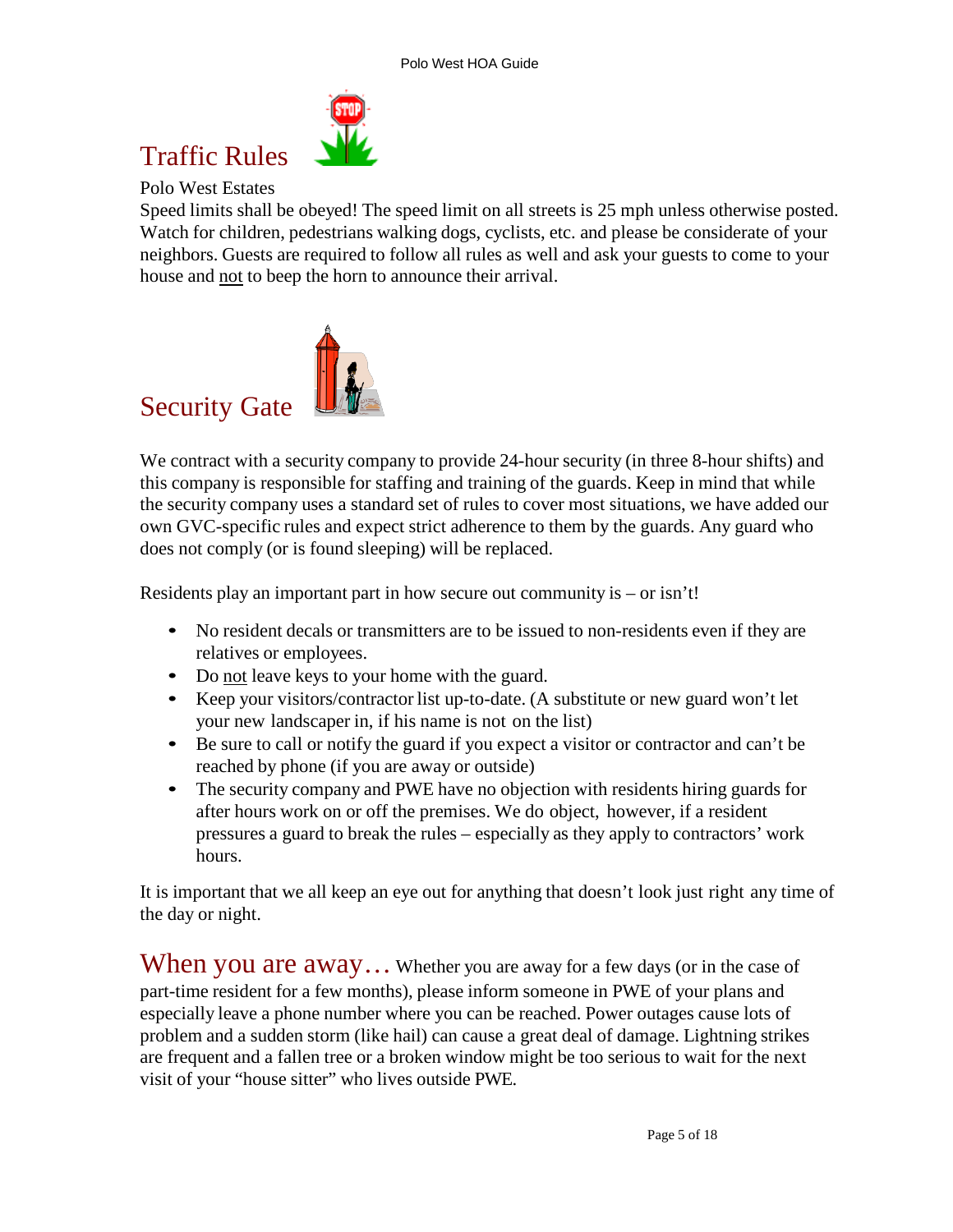## Traffic Rules

Polo West Estates

Speed limits shall be obeyed! The speed limit on all streets is 25 mph unless otherwise posted. Watch for children, pedestrians walking dogs, cyclists, etc. and please be considerate of your neighbors. Guests are required to follow all rules as well and ask your guests to come to your house and <u>not</u> to beep the horn to announce their arrival.

## Security Gate

We contract with a security company to provide 24-hour security (in three 8-hour shifts) and this company is responsible for staffing and training of the guards. Keep in mind that while the security company uses a standard set of rules to cover most situations, we have added our own GVC-specific rules and expect strict adherence to them by the guards. Any guard who does not comply (or is found sleeping) will be replaced.

Residents play an important part in how secure out community is – or isn't!

- No resident decals or transmitters are to be issued to non-residents even if they are relatives or employees.
- Do <u>not</u> leave keys to your home with the guard.
- Keep your visitors/contractor list up-to-date. (A substitute or new guard won't let your new landscaper in, if his name is not on the list)
- Be sure to call or notify the guard if you expect a visitor or contractor and can't be reached by phone (if you are away or outside)
- The security company and PWE have no objection with residents hiring guards for after hours work on or off the premises. We do object, however, if a resident pressures a guard to break the rules – especially as they apply to contractors' work hours.

It is important that we all keep an eye out for anything that doesn't look just right any time of the day or night.

## When you are away…

Whether you are away for a few days (or in the case of part-time resident for a few months), please inform someone in PWE of your plans and especially leave a phone number where you can be reached. Power outages cause lots of problem and a sudden storm (like hail) can cause a great deal of damage. Lightning strikes are frequent and a fallen tree or a broken window might be too serious to wait for the next visit of your "house sitter" who lives outside PWE.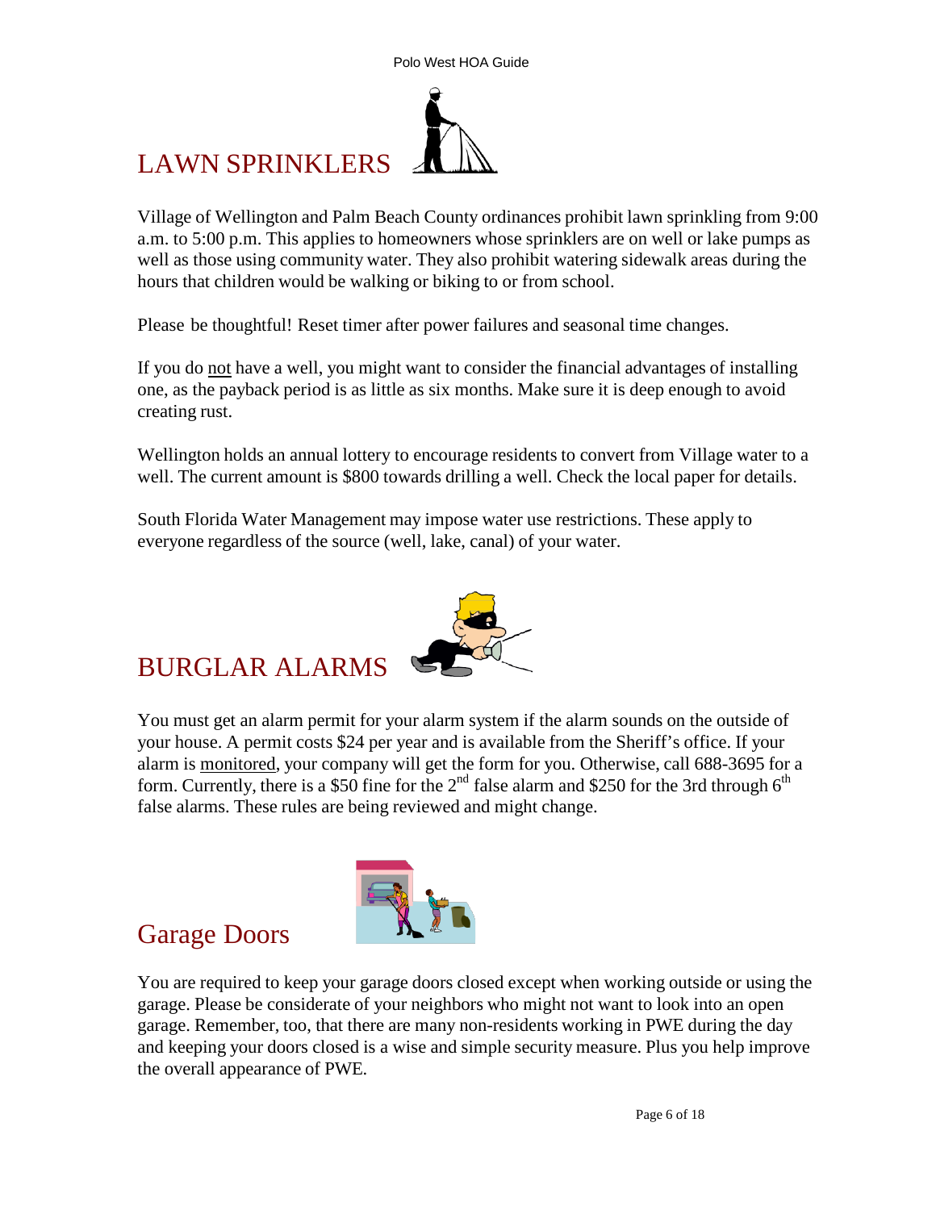# LAWN SPRINKLERS

Village of Wellington and Palm Beach County ordinances prohibit lawn sprinkling from 9:00 a.m. to 5:00 p.m. This applies to homeowners whose sprinklers are on well or lake pumps as well as those using community water. They also prohibit watering sidewalk areas during the hours that children would be walking or biking to or from school.

Please be thoughtful! Reset timer after power failures and seasonal time changes.

If you do not have a well, you might want to consider the financial advantages of installing one, as the payback period is as little as six months. Make sure it is deep enough to avoid creating rust.

Wellington holds an annual lottery to encourage residents to convert from Village water to a well. The current amount is $800 towards drilling a well. Check the local paper for details.

South Florida Water Management may impose water use restrictions. These apply to everyone regardless of the source (well, lake, canal) of your water.

# BURGLAR ALARMS

You must get an alarm permit for your alarm system if the alarm sounds on the outside of your house. A permit costs $24 per year and is available from the Sheriff's office. If your alarm is monitored, your company will get the form for you. Otherwise, call 688-3695 for a form. Currently, there is a $50 fine for the 2nd false alarm and $250 for the 3rd through 6th false alarms. These rules are being reviewed and might change.

# Garage Doors

You are required to keep your garage doors closed except when working outside or using the garage. Please be considerate of your neighbors who might not want to look into an open garage. Remember, too, that there are many non-residents working in PWE during the day and keeping your doors closed is a wise and simple security measure. Plus you help improve the overall appearance of PWE.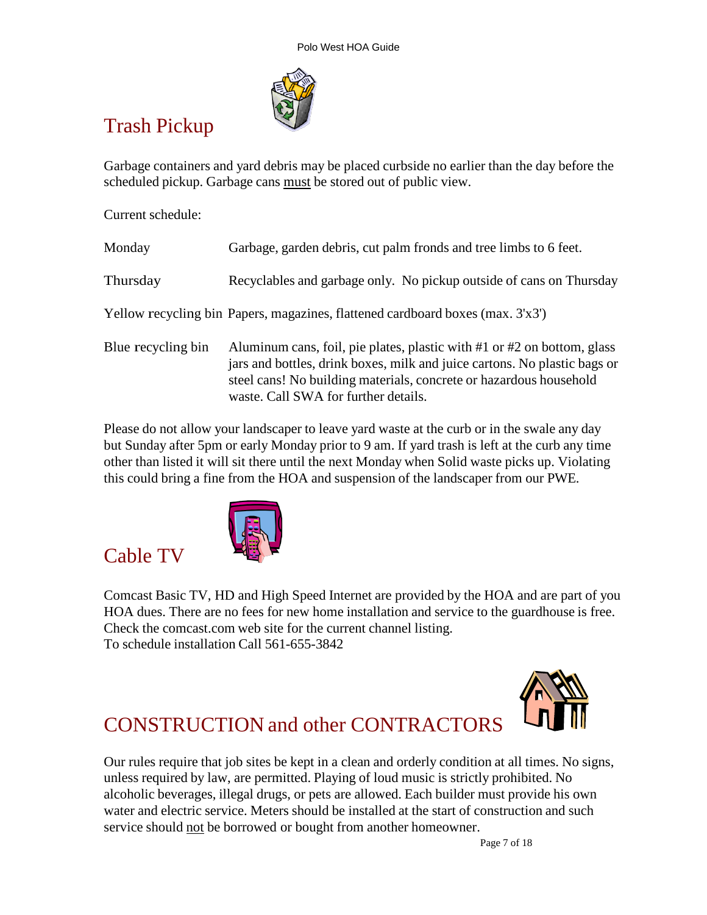## Trash Pickup

Garbage containers and yard debris may be placed curbside no earlier than the day before the scheduled pickup. Garbage cans must be stored out of public view.

Current schedule:

| | |
|---|---|
| Monday | Garbage, garden debris, cut palm fronds and tree limbs to 6 feet. |
| Thursday | Recyclables and garbage only. No pickup outside of cans on Thursday |
| Yellow recycling bin | Papers, magazines, flattened cardboard boxes (max. 3'x3') |
| Blue recycling bin | Aluminum cans, foil, pie plates, plastic with #1 or #2 on bottom, glass jars and bottles, drink boxes, milk and juice cartons. No plastic bags or steel cans! No building materials, concrete or hazardous household waste. Call SWA for further details. |

Please do not allow your landscaper to leave yard waste at the curb or in the swale any day but Sunday after 5pm or early Monday prior to 9 am. If yard trash is left at the curb any time other than listed it will sit there until the next Monday when Solid waste picks up. Violating this could bring a fine from the HOA and suspension of the landscaper from our PWE.

## Cable TV

Comcast Basic TV, HD and High Speed Internet are provided by the HOA and are part of you HOA dues. There are no fees for new home installation and service to the guardhouse is free. Check the comcast.com web site for the current channel listing.
To schedule installation Call 561-655-3842

## CONSTRUCTION and other CONTRACTORS

Our rules require that job sites be kept in a clean and orderly condition at all times. No signs, unless required by law, are permitted. Playing of loud music is strictly prohibited. No alcoholic beverages, illegal drugs, or pets are allowed. Each builder must provide his own water and electric service. Meters should be installed at the start of construction and such service should not be borrowed or bought from another homeowner.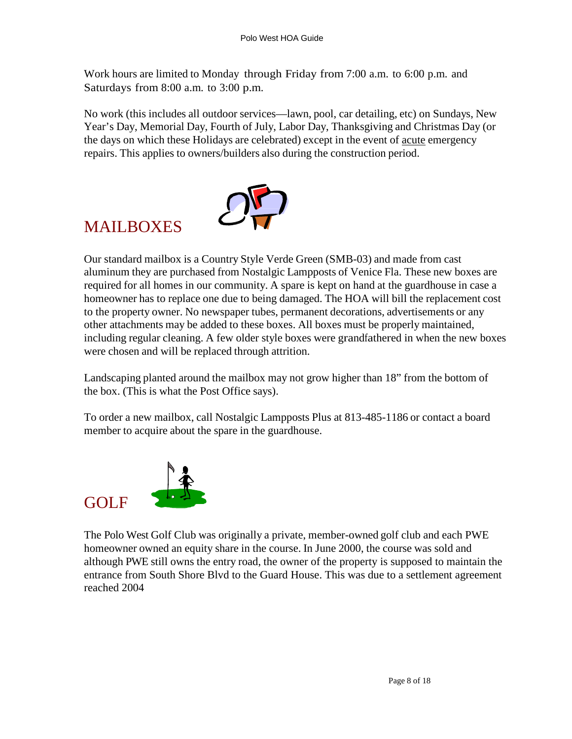Work hours are limited to Monday through Friday from 7:00 a.m. to 6:00 p.m. and Saturdays from 8:00 a.m. to 3:00 p.m.

No work (this includes all outdoor services—lawn, pool, car detailing, etc) on Sundays, New Year's Day, Memorial Day, Fourth of July, Labor Day, Thanksgiving and Christmas Day (or the days on which these Holidays are celebrated) except in the event of acute emergency repairs. This applies to owners/builders also during the construction period.

# MAILBOXES

Our standard mailbox is a Country Style Verde Green (SMB-03) and made from cast aluminum they are purchased from Nostalgic Lampposts of Venice Fla. These new boxes are required for all homes in our community. A spare is kept on hand at the guardhouse in case a homeowner has to replace one due to being damaged. The HOA will bill the replacement cost to the property owner. No newspaper tubes, permanent decorations, advertisements or any other attachments may be added to these boxes. All boxes must be properly maintained, including regular cleaning. A few older style boxes were grandfathered in when the new boxes were chosen and will be replaced through attrition.

Landscaping planted around the mailbox may not grow higher than 18" from the bottom of the box. (This is what the Post Office says).

To order a new mailbox, call Nostalgic Lampposts Plus at 813-485-1186 or contact a board member to acquire about the spare in the guardhouse.

# GOLF

The Polo West Golf Club was originally a private, member-owned golf club and each PWE homeowner owned an equity share in the course. In June 2000, the course was sold and although PWE still owns the entry road, the owner of the property is supposed to maintain the entrance from South Shore Blvd to the Guard House. This was due to a settlement agreement reached 2004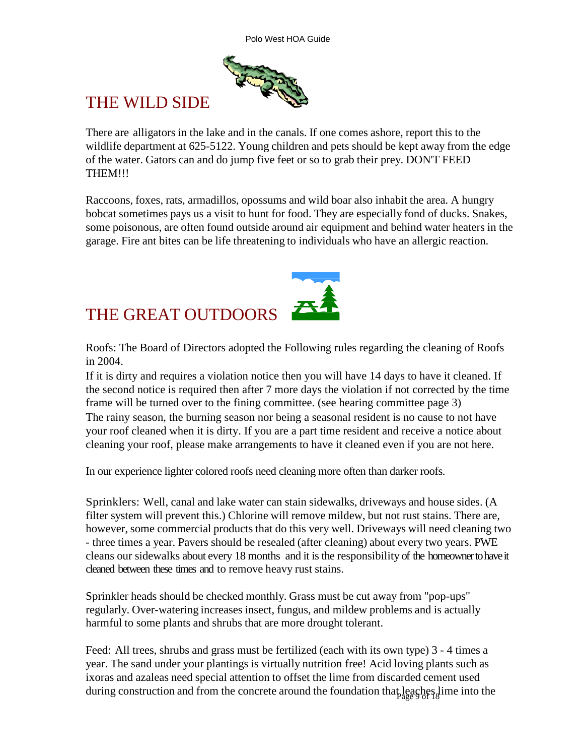## THE WILD SIDE

There are alligators in the lake and in the canals. If one comes ashore, report this to the wildlife department at 625-5122. Young children and pets should be kept away from the edge of the water. Gators can and do jump five feet or so to grab their prey. DON'T FEED THEM!!!

Raccoons, foxes, rats, armadillos, opossums and wild boar also inhabit the area. A hungry bobcat sometimes pays us a visit to hunt for food. They are especially fond of ducks. Snakes, some poisonous, are often found outside around air equipment and behind water heaters in the garage. Fire ant bites can be life threatening to individuals who have an allergic reaction.

## THE GREAT OUTDOORS

Roofs: The Board of Directors adopted the Following rules regarding the cleaning of Roofs in 2004.
If it is dirty and requires a violation notice then you will have 14 days to have it cleaned. If the second notice is required then after 7 more days the violation if not corrected by the time frame will be turned over to the fining committee. (see hearing committee page 3)
The rainy season, the burning season nor being a seasonal resident is no cause to not have your roof cleaned when it is dirty. If you are a part time resident and receive a notice about cleaning your roof, please make arrangements to have it cleaned even if you are not here.

In our experience lighter colored roofs need cleaning more often than darker roofs.

Sprinklers: Well, canal and lake water can stain sidewalks, driveways and house sides. (A filter system will prevent this.) Chlorine will remove mildew, but not rust stains. There are, however, some commercial products that do this very well. Driveways will need cleaning two - three times a year. Pavers should be resealed (after cleaning) about every two years. PWE cleans our sidewalks about every 18 months and it is the responsibility of the homeowner to have it cleaned between these times and to remove heavy rust stains.

Sprinkler heads should be checked monthly. Grass must be cut away from "pop-ups" regularly. Over-watering increases insect, fungus, and mildew problems and is actually harmful to some plants and shrubs that are more drought tolerant.

Feed: All trees, shrubs and grass must be fertilized (each with its own type) 3 - 4 times a year. The sand under your plantings is virtually nutrition free! Acid loving plants such as ixoras and azaleas need special attention to offset the lime from discarded cement used during construction and from the concrete around the foundation that leaches lime into the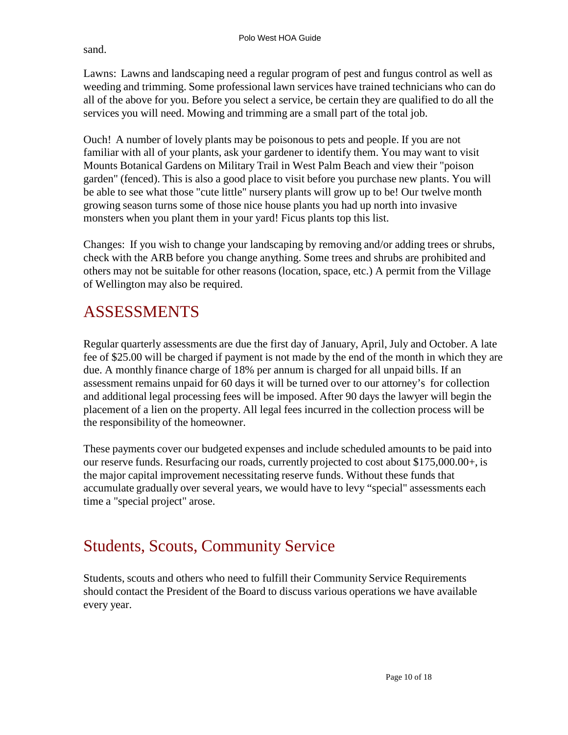sand.

Lawns: Lawns and landscaping need a regular program of pest and fungus control as well as weeding and trimming. Some professional lawn services have trained technicians who can do all of the above for you. Before you select a service, be certain they are qualified to do all the services you will need. Mowing and trimming are a small part of the total job.

Ouch! A number of lovely plants may be poisonous to pets and people. If you are not familiar with all of your plants, ask your gardener to identify them. You may want to visit Mounts Botanical Gardens on Military Trail in West Palm Beach and view their "poison garden" (fenced). This is also a good place to visit before you purchase new plants. You will be able to see what those "cute little" nursery plants will grow up to be! Our twelve month growing season turns some of those nice house plants you had up north into invasive monsters when you plant them in your yard! Ficus plants top this list.

Changes: If you wish to change your landscaping by removing and/or adding trees or shrubs, check with the ARB before you change anything. Some trees and shrubs are prohibited and others may not be suitable for other reasons (location, space, etc.) A permit from the Village of Wellington may also be required.

# ASSESSMENTS

Regular quarterly assessments are due the first day of January, April, July and October. A late fee of $25.00 will be charged if payment is not made by the end of the month in which they are due. A monthly finance charge of 18% per annum is charged for all unpaid bills. If an assessment remains unpaid for 60 days it will be turned over to our attorney's for collection and additional legal processing fees will be imposed. After 90 days the lawyer will begin the placement of a lien on the property. All legal fees incurred in the collection process will be the responsibility of the homeowner.

These payments cover our budgeted expenses and include scheduled amounts to be paid into our reserve funds. Resurfacing our roads, currently projected to cost about $175,000.00+, is the major capital improvement necessitating reserve funds. Without these funds that accumulate gradually over several years, we would have to levy "special" assessments each time a "special project" arose.

# Students, Scouts, Community Service

Students, scouts and others who need to fulfill their Community Service Requirements should contact the President of the Board to discuss various operations we have available every year.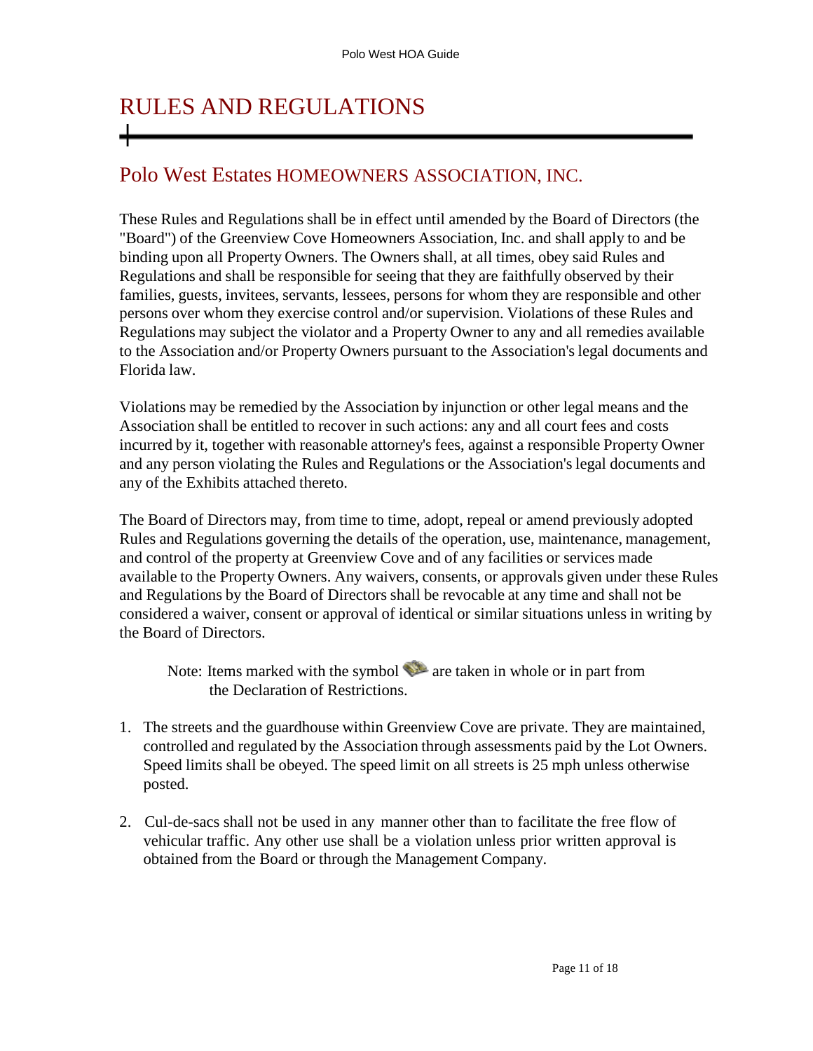# RULES AND REGULATIONS

## Polo West Estates HOMEOWNERS ASSOCIATION, INC.

These Rules and Regulations shall be in effect until amended by the Board of Directors (the "Board") of the Greenview Cove Homeowners Association, Inc. and shall apply to and be binding upon all Property Owners. The Owners shall, at all times, obey said Rules and Regulations and shall be responsible for seeing that they are faithfully observed by their families, guests, invitees, servants, lessees, persons for whom they are responsible and other persons over whom they exercise control and/or supervision. Violations of these Rules and Regulations may subject the violator and a Property Owner to any and all remedies available to the Association and/or Property Owners pursuant to the Association's legal documents and Florida law.

Violations may be remedied by the Association by injunction or other legal means and the Association shall be entitled to recover in such actions: any and all court fees and costs incurred by it, together with reasonable attorney's fees, against a responsible Property Owner and any person violating the Rules and Regulations or the Association's legal documents and any of the Exhibits attached thereto.

The Board of Directors may, from time to time, adopt, repeal or amend previously adopted Rules and Regulations governing the details of the operation, use, maintenance, management, and control of the property at Greenview Cove and of any facilities or services made available to the Property Owners. Any waivers, consents, or approvals given under these Rules and Regulations by the Board of Directors shall be revocable at any time and shall not be considered a waiver, consent or approval of identical or similar situations unless in writing by the Board of Directors.

Note: Items marked with the symbol are taken in whole or in part from the Declaration of Restrictions.

1. The streets and the guardhouse within Greenview Cove are private. They are maintained, controlled and regulated by the Association through assessments paid by the Lot Owners. Speed limits shall be obeyed. The speed limit on all streets is 25 mph unless otherwise posted.

2. Cul-de-sacs shall not be used in any manner other than to facilitate the free flow of vehicular traffic. Any other use shall be a violation unless prior written approval is obtained from the Board or through the Management Company.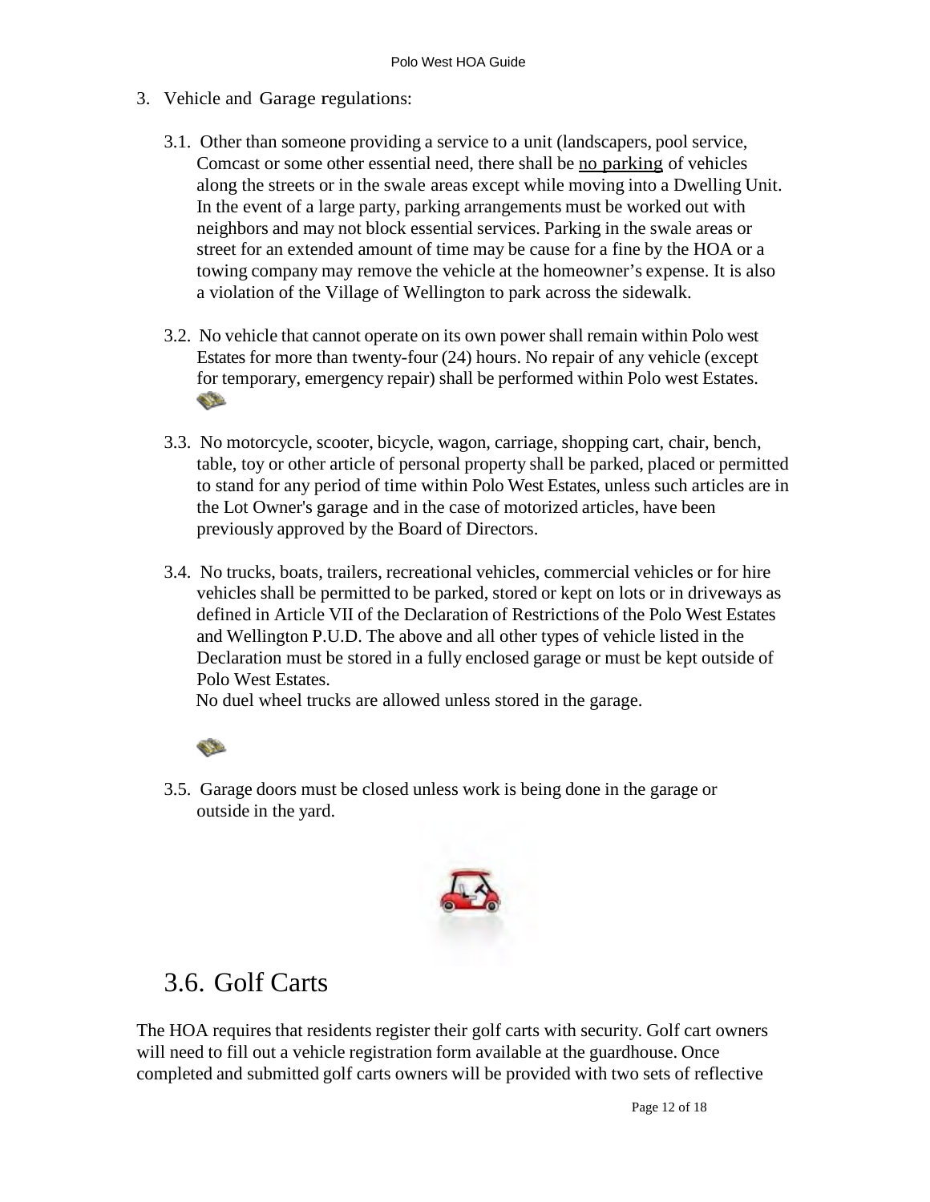3. Vehicle and Garage regulations:

   3.1. Other than someone providing a service to a unit (landscapers, pool service, Comcast or some other essential need, there shall be no parking of vehicles along the streets or in the swale areas except while moving into a Dwelling Unit. In the event of a large party, parking arrangements must be worked out with neighbors and may not block essential services. Parking in the swale areas or street for an extended amount of time may be cause for a fine by the HOA or a towing company may remove the vehicle at the homeowner's expense. It is also a violation of the Village of Wellington to park across the sidewalk.

   3.2. No vehicle that cannot operate on its own power shall remain within Polo west Estates for more than twenty-four (24) hours. No repair of any vehicle (except for temporary, emergency repair) shall be performed within Polo west Estates.

   3.3. No motorcycle, scooter, bicycle, wagon, carriage, shopping cart, chair, bench, table, toy or other article of personal property shall be parked, placed or permitted to stand for any period of time within Polo West Estates, unless such articles are in the Lot Owner's garage and in the case of motorized articles, have been previously approved by the Board of Directors.

   3.4. No trucks, boats, trailers, recreational vehicles, commercial vehicles or for hire vehicles shall be permitted to be parked, stored or kept on lots or in driveways as defined in Article VII of the Declaration of Restrictions of the Polo West Estates and Wellington P.U.D. The above and all other types of vehicle listed in the Declaration must be stored in a fully enclosed garage or must be kept outside of Polo West Estates.
   No duel wheel trucks are allowed unless stored in the garage.

   3.5. Garage doors must be closed unless work is being done in the garage or outside in the yard.

## 3.6. Golf Carts

The HOA requires that residents register their golf carts with security. Golf cart owners will need to fill out a vehicle registration form available at the guardhouse. Once completed and submitted golf carts owners will be provided with two sets of reflective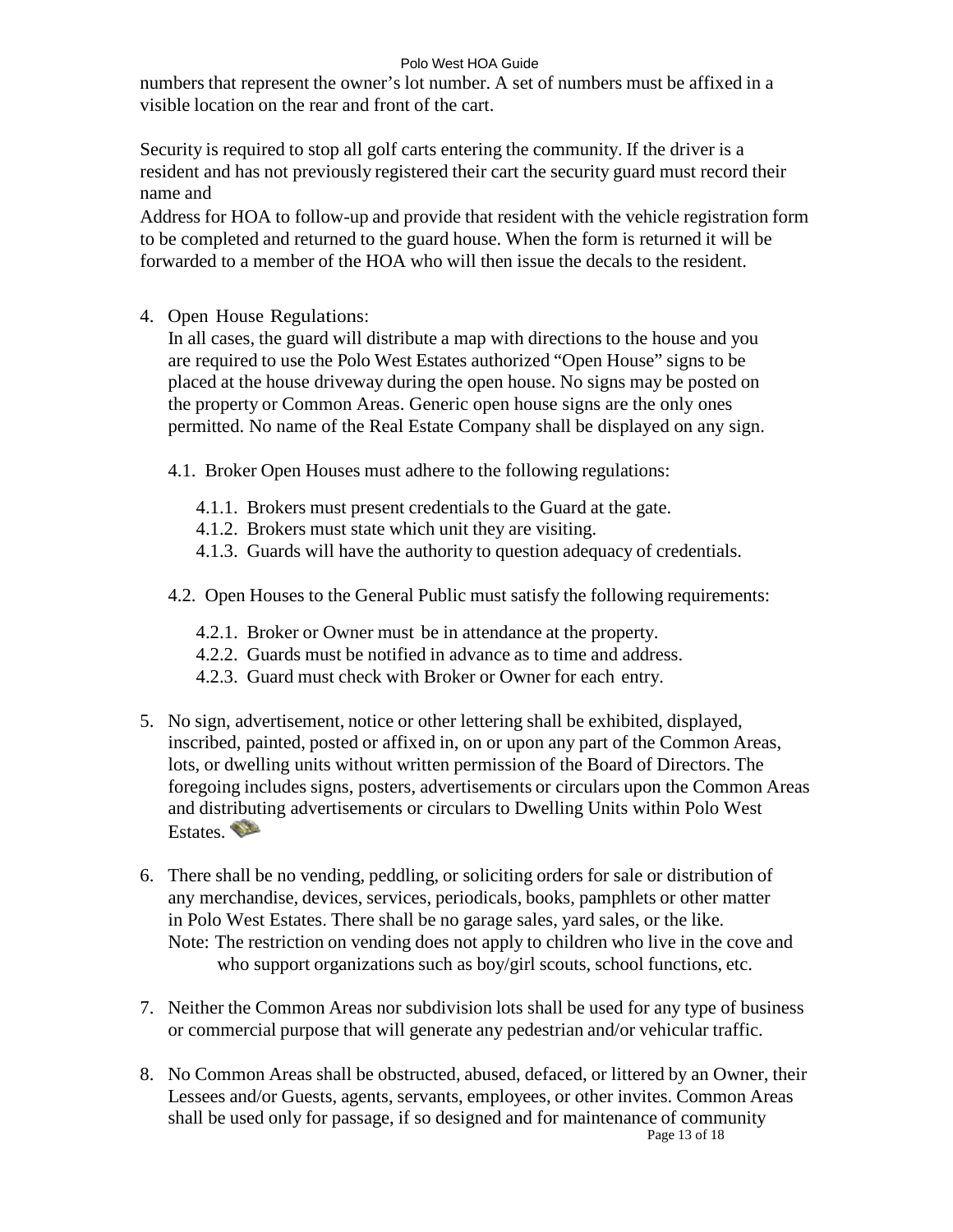numbers that represent the owner's lot number. A set of numbers must be affixed in a visible location on the rear and front of the cart.

Security is required to stop all golf carts entering the community. If the driver is a resident and has not previously registered their cart the security guard must record their name and

Address for HOA to follow-up and provide that resident with the vehicle registration form to be completed and returned to the guard house. When the form is returned it will be forwarded to a member of the HOA who will then issue the decals to the resident.

4. Open House Regulations:
   In all cases, the guard will distribute a map with directions to the house and you are required to use the Polo West Estates authorized "Open House" signs to be placed at the house driveway during the open house. No signs may be posted on the property or Common Areas. Generic open house signs are the only ones permitted. No name of the Real Estate Company shall be displayed on any sign.

   4.1. Broker Open Houses must adhere to the following regulations:

      4.1.1. Brokers must present credentials to the Guard at the gate.
      4.1.2. Brokers must state which unit they are visiting.
      4.1.3. Guards will have the authority to question adequacy of credentials.

   4.2. Open Houses to the General Public must satisfy the following requirements:

      4.2.1. Broker or Owner must be in attendance at the property.
      4.2.2. Guards must be notified in advance as to time and address.
      4.2.3. Guard must check with Broker or Owner for each entry.

5. No sign, advertisement, notice or other lettering shall be exhibited, displayed, inscribed, painted, posted or affixed in, on or upon any part of the Common Areas, lots, or dwelling units without written permission of the Board of Directors. The foregoing includes signs, posters, advertisements or circulars upon the Common Areas and distributing advertisements or circulars to Dwelling Units within Polo West Estates.

6. There shall be no vending, peddling, or soliciting orders for sale or distribution of any merchandise, devices, services, periodicals, books, pamphlets or other matter in Polo West Estates. There shall be no garage sales, yard sales, or the like.
   Note: The restriction on vending does not apply to children who live in the cove and who support organizations such as boy/girl scouts, school functions, etc.

7. Neither the Common Areas nor subdivision lots shall be used for any type of business or commercial purpose that will generate any pedestrian and/or vehicular traffic.

8. No Common Areas shall be obstructed, abused, defaced, or littered by an Owner, their Lessees and/or Guests, agents, servants, employees, or other invites. Common Areas shall be used only for passage, if so designed and for maintenance of community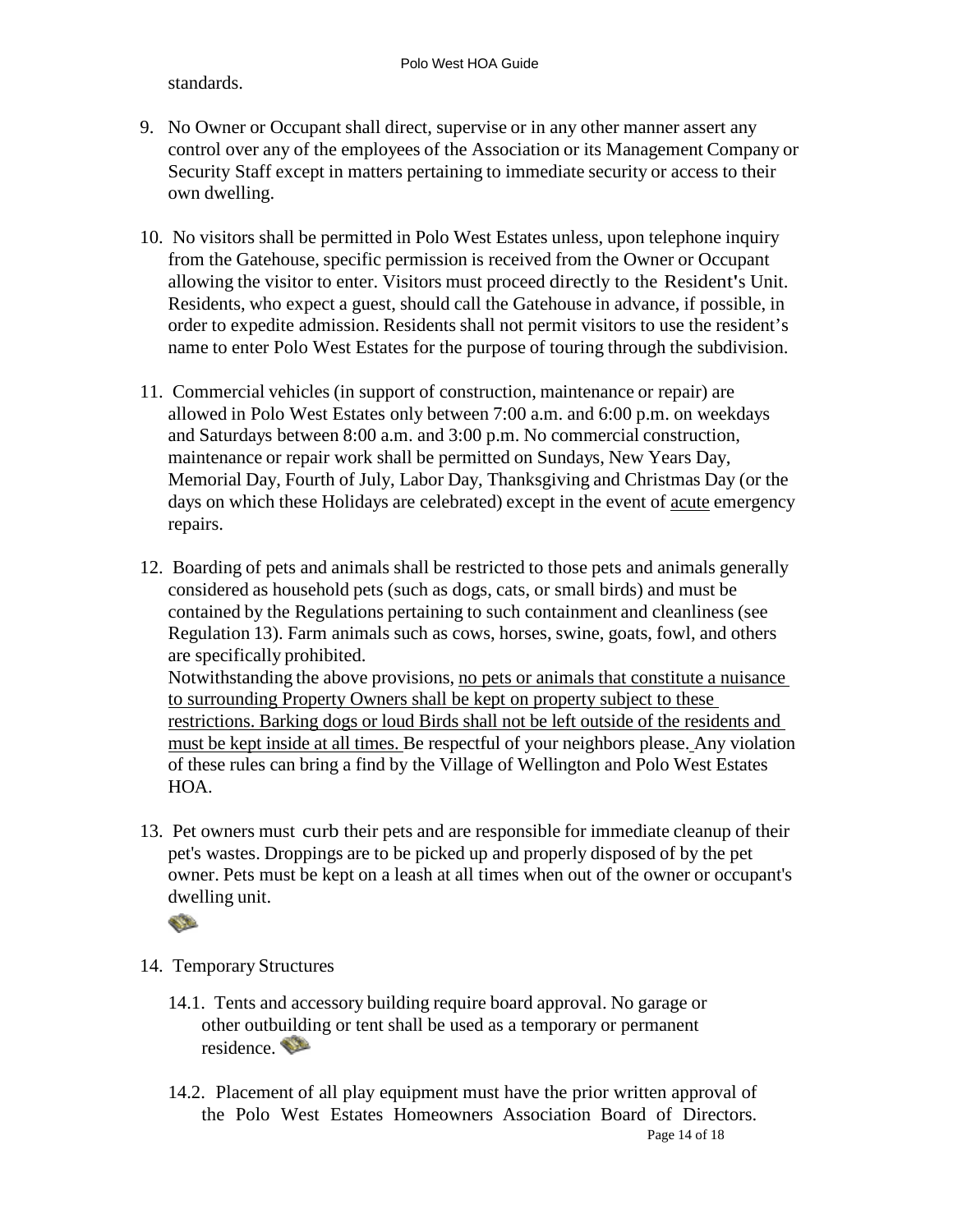standards.

9. No Owner or Occupant shall direct, supervise or in any other manner assert any control over any of the employees of the Association or its Management Company or Security Staff except in matters pertaining to immediate security or access to their own dwelling.

10. No visitors shall be permitted in Polo West Estates unless, upon telephone inquiry from the Gatehouse, specific permission is received from the Owner or Occupant allowing the visitor to enter. Visitors must proceed directly to the Resident's Unit. Residents, who expect a guest, should call the Gatehouse in advance, if possible, in order to expedite admission. Residents shall not permit visitors to use the resident's name to enter Polo West Estates for the purpose of touring through the subdivision.

11. Commercial vehicles (in support of construction, maintenance or repair) are allowed in Polo West Estates only between 7:00 a.m. and 6:00 p.m. on weekdays and Saturdays between 8:00 a.m. and 3:00 p.m. No commercial construction, maintenance or repair work shall be permitted on Sundays, New Years Day, Memorial Day, Fourth of July, Labor Day, Thanksgiving and Christmas Day (or the days on which these Holidays are celebrated) except in the event of <u>acute</u> emergency repairs.

12. Boarding of pets and animals shall be restricted to those pets and animals generally considered as household pets (such as dogs, cats, or small birds) and must be contained by the Regulations pertaining to such containment and cleanliness (see Regulation 13). Farm animals such as cows, horses, swine, goats, fowl, and others are specifically prohibited.
    Notwithstanding the above provisions, <u>no pets or animals that constitute a nuisance to surrounding Property Owners shall be kept on property subject to these restrictions. Barking dogs or loud Birds shall not be left outside of the residents and must be kept inside at all times.</u> Be respectful of your neighbors please. Any violation of these rules can bring a find by the Village of Wellington and Polo West Estates HOA.

13. Pet owners must curb their pets and are responsible for immediate cleanup of their pet's wastes. Droppings are to be picked up and properly disposed of by the pet owner. Pets must be kept on a leash at all times when out of the owner or occupant's dwelling unit.

14. Temporary Structures

    14.1. Tents and accessory building require board approval. No garage or other outbuilding or tent shall be used as a temporary or permanent residence.

    14.2. Placement of all play equipment must have the prior written approval of the Polo West Estates Homeowners Association Board of Directors.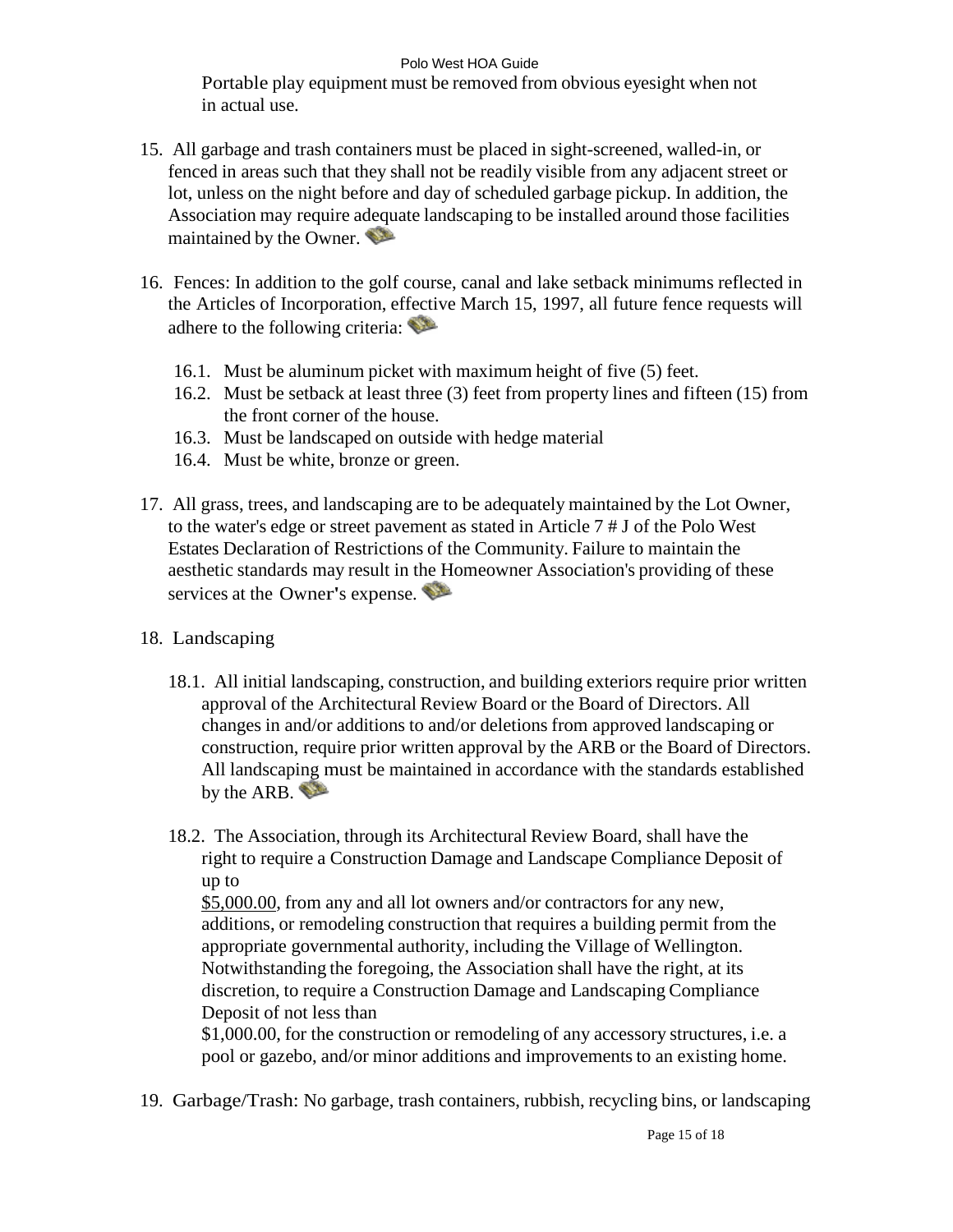Portable play equipment must be removed from obvious eyesight when not in actual use.

15. All garbage and trash containers must be placed in sight-screened, walled-in, or fenced in areas such that they shall not be readily visible from any adjacent street or lot, unless on the night before and day of scheduled garbage pickup. In addition, the Association may require adequate landscaping to be installed around those facilities maintained by the Owner.

16. Fences: In addition to the golf course, canal and lake setback minimums reflected in the Articles of Incorporation, effective March 15, 1997, all future fence requests will adhere to the following criteria:

    16.1. Must be aluminum picket with maximum height of five (5) feet.
    16.2. Must be setback at least three (3) feet from property lines and fifteen (15) from the front corner of the house.
    16.3. Must be landscaped on outside with hedge material
    16.4. Must be white, bronze or green.

17. All grass, trees, and landscaping are to be adequately maintained by the Lot Owner, to the water's edge or street pavement as stated in Article 7 # J of the Polo West Estates Declaration of Restrictions of the Community. Failure to maintain the aesthetic standards may result in the Homeowner Association's providing of these services at the Owner's expense.

18. Landscaping

    18.1. All initial landscaping, construction, and building exteriors require prior written approval of the Architectural Review Board or the Board of Directors. All changes in and/or additions to and/or deletions from approved landscaping or construction, require prior written approval by the ARB or the Board of Directors. All landscaping must be maintained in accordance with the standards established by the ARB.

    18.2. The Association, through its Architectural Review Board, shall have the right to require a Construction Damage and Landscape Compliance Deposit of up to
    $5,000.00, from any and all lot owners and/or contractors for any new, additions, or remodeling construction that requires a building permit from the appropriate governmental authority, including the Village of Wellington. Notwithstanding the foregoing, the Association shall have the right, at its discretion, to require a Construction Damage and Landscaping Compliance Deposit of not less than
    $1,000.00, for the construction or remodeling of any accessory structures, i.e. a pool or gazebo, and/or minor additions and improvements to an existing home.

19. Garbage/Trash: No garbage, trash containers, rubbish, recycling bins, or landscaping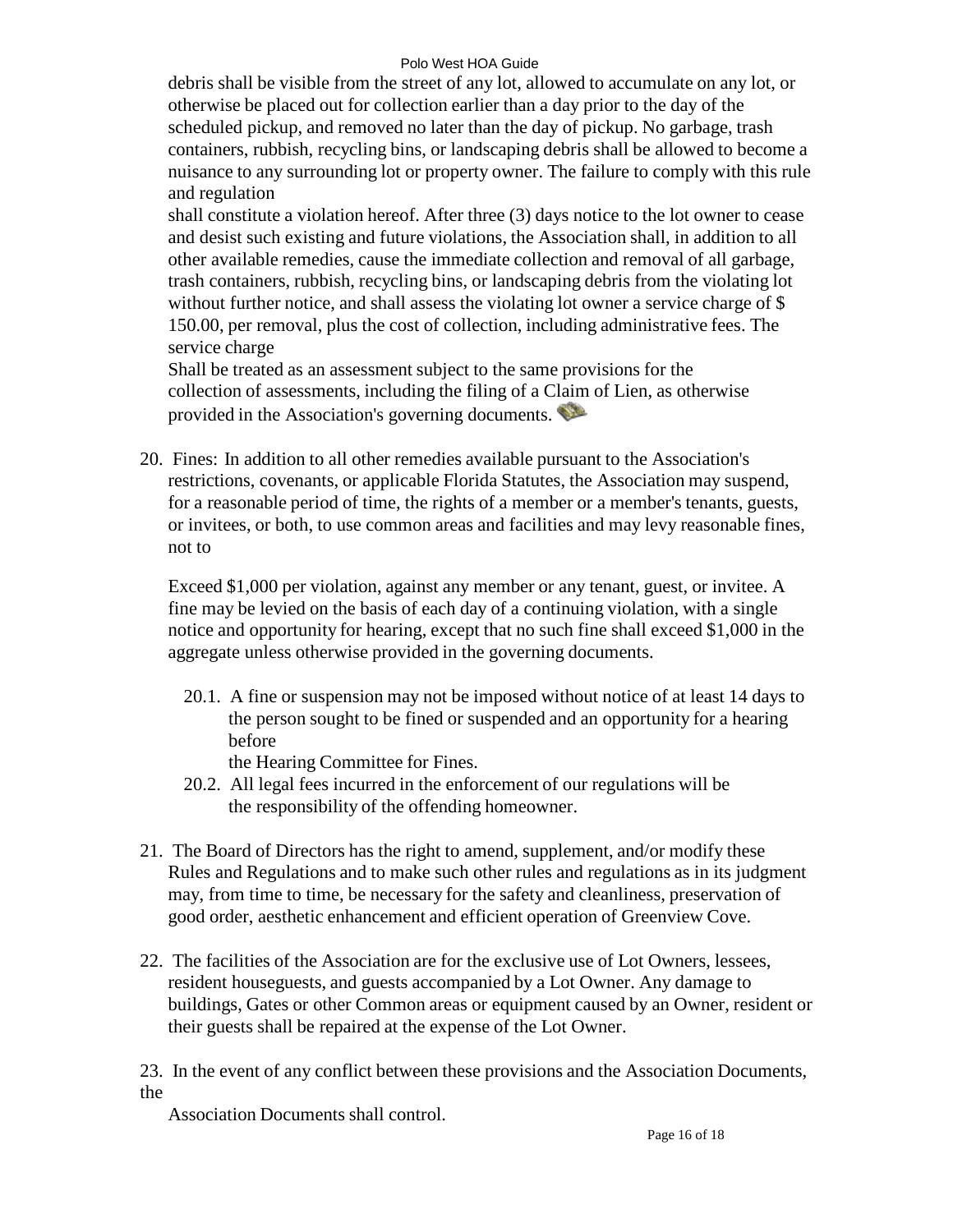debris shall be visible from the street of any lot, allowed to accumulate on any lot, or otherwise be placed out for collection earlier than a day prior to the day of the scheduled pickup, and removed no later than the day of pickup. No garbage, trash containers, rubbish, recycling bins, or landscaping debris shall be allowed to become a nuisance to any surrounding lot or property owner. The failure to comply with this rule and regulation shall constitute a violation hereof. After three (3) days notice to the lot owner to cease and desist such existing and future violations, the Association shall, in addition to all other available remedies, cause the immediate collection and removal of all garbage, trash containers, rubbish, recycling bins, or landscaping debris from the violating lot without further notice, and shall assess the violating lot owner a service charge of $ 150.00, per removal, plus the cost of collection, including administrative fees. The service charge Shall be treated as an assessment subject to the same provisions for the collection of assessments, including the filing of a Claim of Lien, as otherwise provided in the Association's governing documents.

20. Fines: In addition to all other remedies available pursuant to the Association's restrictions, covenants, or applicable Florida Statutes, the Association may suspend, for a reasonable period of time, the rights of a member or a member's tenants, guests, or invitees, or both, to use common areas and facilities and may levy reasonable fines, not to Exceed $1,000 per violation, against any member or any tenant, guest, or invitee. A fine may be levied on the basis of each day of a continuing violation, with a single notice and opportunity for hearing, except that no such fine shall exceed $1,000 in the aggregate unless otherwise provided in the governing documents.

    20.1. A fine or suspension may not be imposed without notice of at least 14 days to the person sought to be fined or suspended and an opportunity for a hearing before the Hearing Committee for Fines.

    20.2. All legal fees incurred in the enforcement of our regulations will be the responsibility of the offending homeowner.

21. The Board of Directors has the right to amend, supplement, and/or modify these Rules and Regulations and to make such other rules and regulations as in its judgment may, from time to time, be necessary for the safety and cleanliness, preservation of good order, aesthetic enhancement and efficient operation of Greenview Cove.

22. The facilities of the Association are for the exclusive use of Lot Owners, lessees, resident houseguests, and guests accompanied by a Lot Owner. Any damage to buildings, Gates or other Common areas or equipment caused by an Owner, resident or their guests shall be repaired at the expense of the Lot Owner.

23. In the event of any conflict between these provisions and the Association Documents, the Association Documents shall control.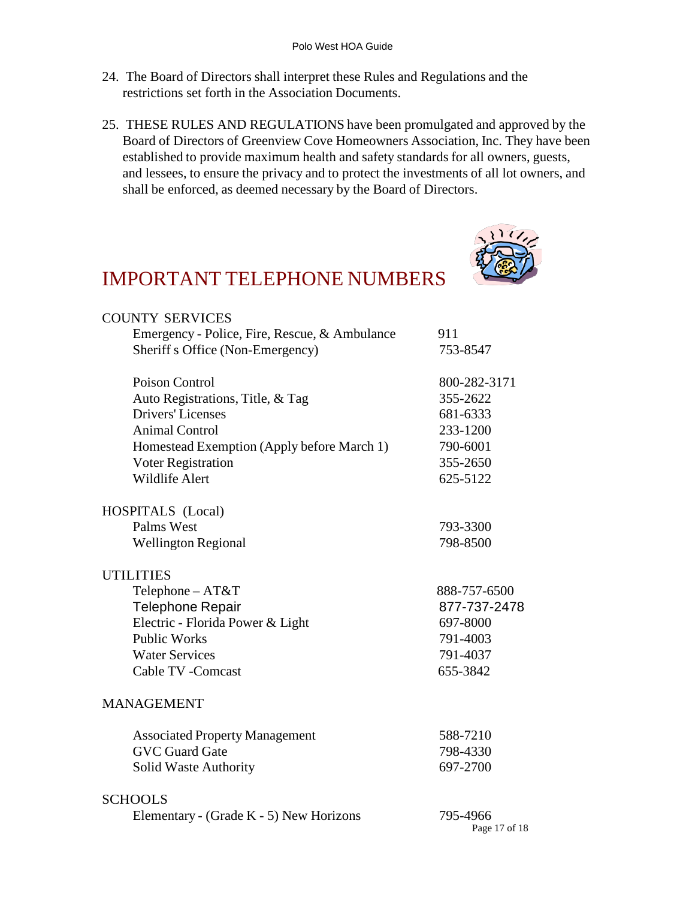24. The Board of Directors shall interpret these Rules and Regulations and the restrictions set forth in the Association Documents.

25. THESE RULES AND REGULATIONS have been promulgated and approved by the Board of Directors of Greenview Cove Homeowners Association, Inc. They have been established to provide maximum health and safety standards for all owners, guests, and lessees, to ensure the privacy and to protect the investments of all lot owners, and shall be enforced, as deemed necessary by the Board of Directors.

# IMPORTANT TELEPHONE NUMBERS

| | |
|---|---|
| **COUNTY SERVICES** | |
| Emergency - Police, Fire, Rescue, & Ambulance | 911 |
| Sheriff s Office (Non-Emergency) | 753-8547 |
| Poison Control | 800-282-3171 |
| Auto Registrations, Title, & Tag | 355-2622 |
| Drivers' Licenses | 681-6333 |
| Animal Control | 233-1200 |
| Homestead Exemption (Apply before March 1) | 790-6001 |
| Voter Registration | 355-2650 |
| Wildlife Alert | 625-5122 |
| **HOSPITALS (Local)** | |
| Palms West | 793-3300 |
| Wellington Regional | 798-8500 |
| **UTILITIES** | |
| Telephone – AT&T | 888-757-6500 |
| Telephone Repair | 877-737-2478 |
| Electric - Florida Power & Light | 697-8000 |
| Public Works | 791-4003 |
| Water Services | 791-4037 |
| Cable TV -Comcast | 655-3842 |
| **MANAGEMENT** | |
| Associated Property Management | 588-7210 |
| GVC Guard Gate | 798-4330 |
| Solid Waste Authority | 697-2700 |
| **SCHOOLS** | |
| Elementary - (Grade K - 5) New Horizons | 795-4966 |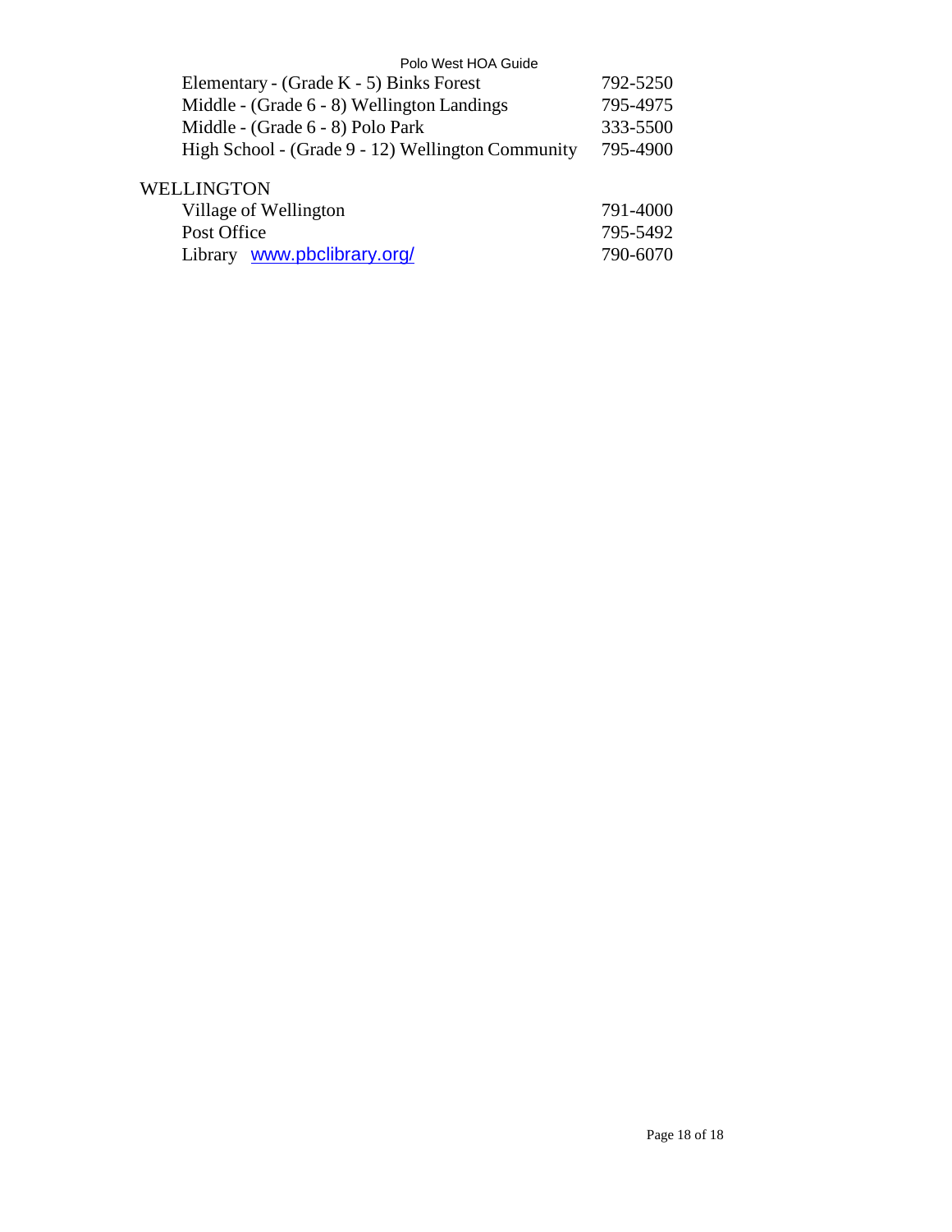| | |
|---|---|
| Elementary - (Grade K - 5) Binks Forest | 792-5250 |
| Middle - (Grade 6 - 8) Wellington Landings | 795-4975 |
| Middle - (Grade 6 - 8) Polo Park | 333-5500 |
| High School - (Grade 9 - 12) Wellington Community | 795-4900 |

WELLINGTON

| | |
|---|---|
| Village of Wellington | 791-4000 |
| Post Office | 795-5492 |
| Library www.pbclibrary.org/ | 790-6070 |